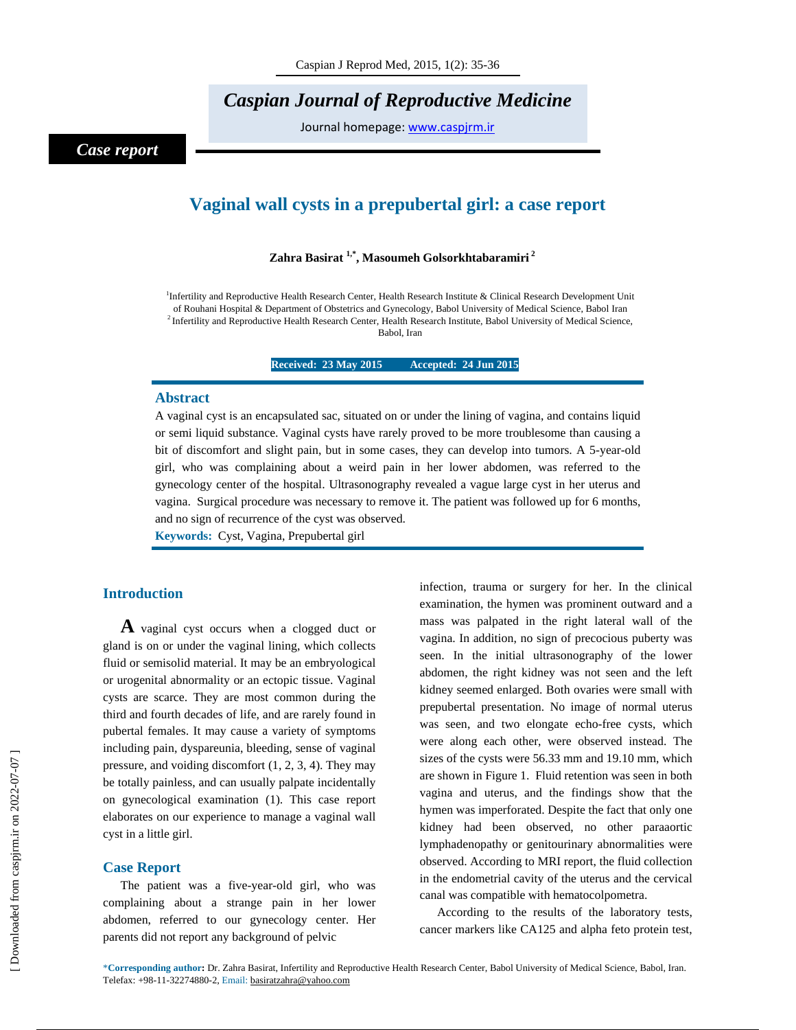Case report

# Vaginal wall cysts in a prepubertal girl: a case report

**Zahra Basirat [1,*], Masoumeh Golsorkhtabaramiri [2]**

[1]Infertility and Reproductive Health Research Center, Health Research Institute & Clinical Research Development Unit of Rouhani Hospital & Department of Obstetrics and Gynecology, Babol University of Medical Science, Babol Iran
[2] Infertility and Reproductive Health Research Center, Health Research Institute, Babol University of Medical Science, Babol, Iran

**Received: 23 May 2015    Accepted: 24 Jun 2015**

## Abstract

A vaginal cyst is an encapsulated sac, situated on or under the lining of vagina, and contains liquid or semi liquid substance. Vaginal cysts have rarely proved to be more troublesome than causing a bit of discomfort and slight pain, but in some cases, they can develop into tumors. A 5-year-old girl, who was complaining about a weird pain in her lower abdomen, was referred to the gynecology center of the hospital. Ultrasonography revealed a vague large cyst in her uterus and vagina. Surgical procedure was necessary to remove it. The patient was followed up for 6 months, and no sign of recurrence of the cyst was observed.

**Keywords:** Cyst, Vagina, Prepubertal girl

## Introduction

A vaginal cyst occurs when a clogged duct or gland is on or under the vaginal lining, which collects fluid or semisolid material. It may be an embryological or urogenital abnormality or an ectopic tissue. Vaginal cysts are scarce. They are most common during the third and fourth decades of life, and are rarely found in pubertal females. It may cause a variety of symptoms including pain, dyspareunia, bleeding, sense of vaginal pressure, and voiding discomfort (1, 2, 3, 4). They may be totally painless, and can usually palpate incidentally on gynecological examination (1). This case report elaborates on our experience to manage a vaginal wall cyst in a little girl.

## Case Report

The patient was a five-year-old girl, who was complaining about a strange pain in her lower abdomen, referred to our gynecology center. Her parents did not report any background of pelvic infection, trauma or surgery for her. In the clinical examination, the hymen was prominent outward and a mass was palpated in the right lateral wall of the vagina. In addition, no sign of precocious puberty was seen. In the initial ultrasonography of the lower abdomen, the right kidney was not seen and the left kidney seemed enlarged. Both ovaries were small with prepubertal presentation. No image of normal uterus was seen, and two elongate echo-free cysts, which were along each other, were observed instead. The sizes of the cysts were 56.33 mm and 19.10 mm, which are shown in Figure 1. Fluid retention was seen in both vagina and uterus, and the findings show that the hymen was imperforated. Despite the fact that only one kidney had been observed, no other paraaortic lymphadenopathy or genitourinary abnormalities were observed. According to MRI report, the fluid collection in the endometrial cavity of the uterus and the cervical canal was compatible with hematocolpometra.

According to the results of the laboratory tests, cancer markers like CA125 and alpha feto protein test,

*Corresponding author: Dr. Zahra Basirat, Infertility and Reproductive Health Research Center, Babol University of Medical Science, Babol, Iran. Telefax: +98-11-32274880-2, Email: basiratzahra@yahoo.com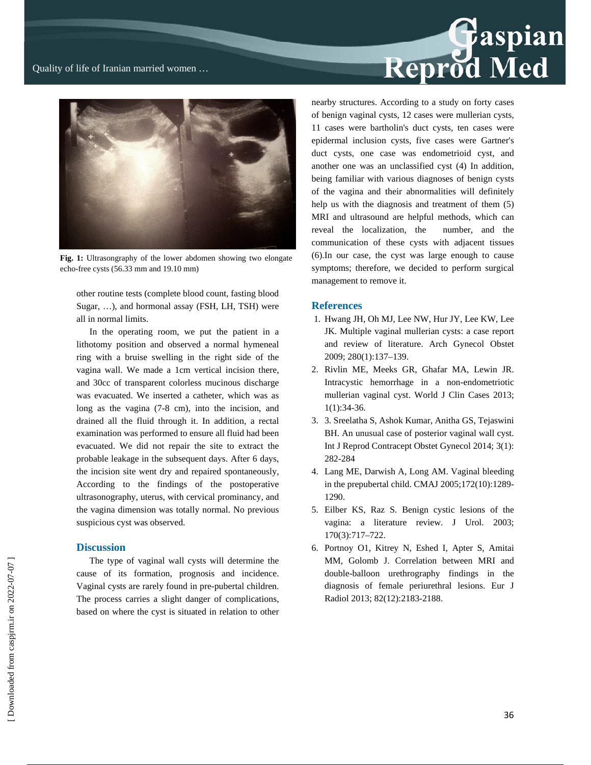Fig. 1: Ultrasongraphy of the lower abdomen showing two elongate echo-free cysts (56.33 mm and 19.10 mm)

other routine tests (complete blood count, fasting blood Sugar, …), and hormonal assay (FSH, LH, TSH) were all in normal limits.

In the operating room, we put the patient in a lithotomy position and observed a normal hymeneal ring with a bruise swelling in the right side of the vagina wall. We made a 1cm vertical incision there, and 30cc of transparent colorless mucinous discharge was evacuated. We inserted a catheter, which was as long as the vagina (7-8 cm), into the incision, and drained all the fluid through it. In addition, a rectal examination was performed to ensure all fluid had been evacuated. We did not repair the site to extract the probable leakage in the subsequent days. After 6 days, the incision site went dry and repaired spontaneously, According to the findings of the postoperative ultrasonography, uterus, with cervical prominancy, and the vagina dimension was totally normal. No previous suspicious cyst was observed.

## Discussion

The type of vaginal wall cysts will determine the cause of its formation, prognosis and incidence. Vaginal cysts are rarely found in pre-pubertal children. The process carries a slight danger of complications, based on where the cyst is situated in relation to other nearby structures. According to a study on forty cases of benign vaginal cysts, 12 cases were mullerian cysts, 11 cases were bartholin's duct cysts, ten cases were epidermal inclusion cysts, five cases were Gartner's duct cysts, one case was endometrioid cyst, and another one was an unclassified cyst (4) In addition, being familiar with various diagnoses of benign cysts of the vagina and their abnormalities will definitely help us with the diagnosis and treatment of them (5) MRI and ultrasound are helpful methods, which can reveal the localization, the number, and the communication of these cysts with adjacent tissues (6).In our case, the cyst was large enough to cause symptoms; therefore, we decided to perform surgical management to remove it.

## References

1. Hwang JH, Oh MJ, Lee NW, Hur JY, Lee KW, Lee JK. Multiple vaginal mullerian cysts: a case report and review of literature. Arch Gynecol Obstet 2009; 280(1):137–139.
2. Rivlin ME, Meeks GR, Ghafar MA, Lewin JR. Intracystic hemorrhage in a non-endometriotic mullerian vaginal cyst. World J Clin Cases 2013; 1(1):34-36.
3. 3. Sreelatha S, Ashok Kumar, Anitha GS, Tejaswini BH. An unusual case of posterior vaginal wall cyst. Int J Reprod Contracept Obstet Gynecol 2014; 3(1): 282-284
4. Lang ME, Darwish A, Long AM. Vaginal bleeding in the prepubertal child. CMAJ 2005;172(10):1289-1290.
5. Eilber KS, Raz S. Benign cystic lesions of the vagina: a literature review. J Urol. 2003; 170(3):717–722.
6. Portnoy O1, Kitrey N, Eshed I, Apter S, Amitai MM, Golomb J. Correlation between MRI and double-balloon urethrography findings in the diagnosis of female periurethral lesions. Eur J Radiol 2013; 82(12):2183-2188.